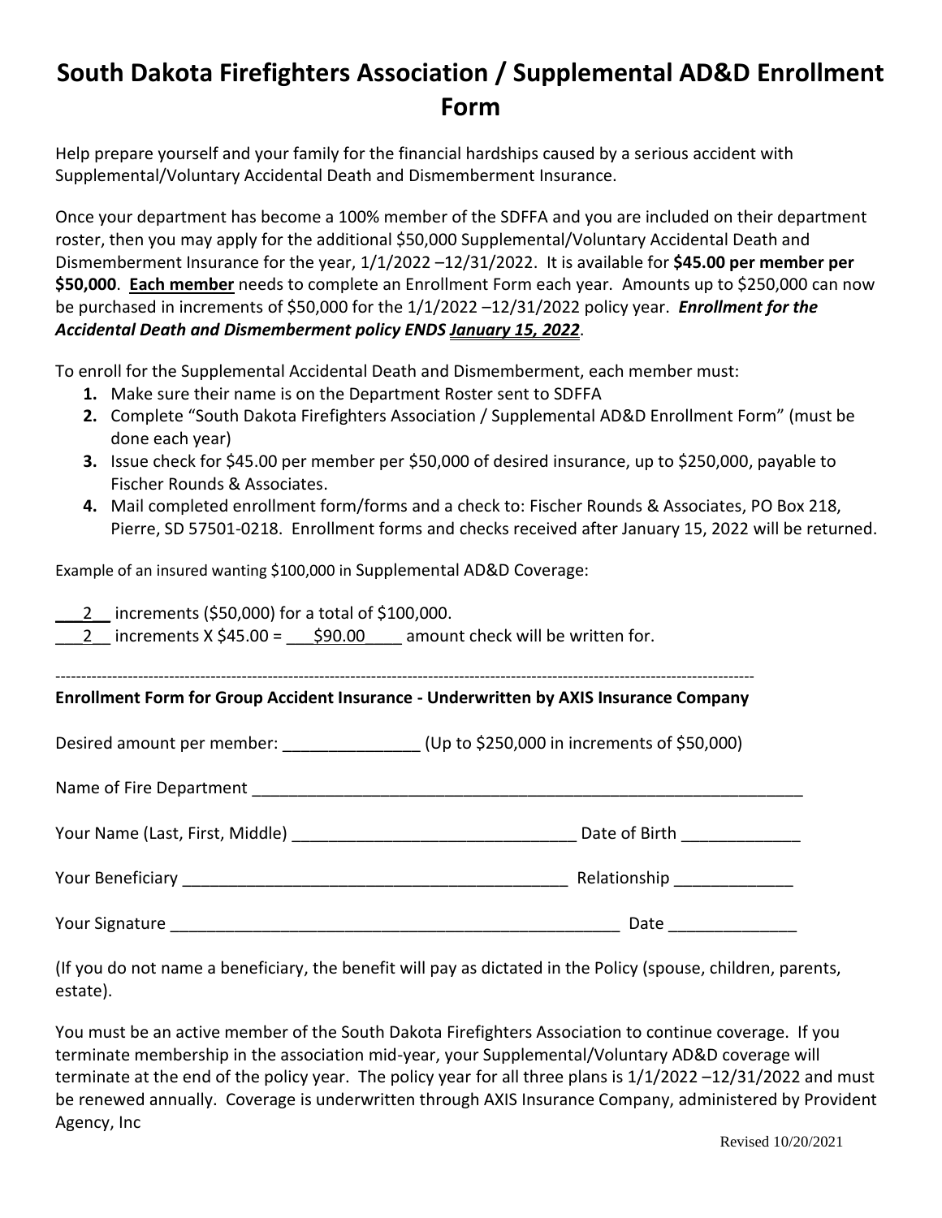# South Dakota Firefighters Association / Supplemental AD&D Enrollment Form

Help prepare yourself and your family for the financial hardships caused by a serious accident with Supplemental/Voluntary Accidental Death and Dismemberment Insurance.

Once your department has become a 100% member of the SDFFA and you are included on their department roster, then you may apply for the additional $50,000 Supplemental/Voluntary Accidental Death and Dismemberment Insurance for the year, 1/1/2022 –12/31/2022. It is available for **$45.00 per member per $50,000**. **Each member** needs to complete an Enrollment Form each year. Amounts up to $250,000 can now be purchased in increments of $50,000 for the 1/1/2022 –12/31/2022 policy year. ***Enrollment for the Accidental Death and Dismemberment policy ENDS January 15, 2022***.

To enroll for the Supplemental Accidental Death and Dismemberment, each member must:

1. Make sure their name is on the Department Roster sent to SDFFA
2. Complete "South Dakota Firefighters Association / Supplemental AD&D Enrollment Form" (must be done each year)
3. Issue check for $45.00 per member per $50,000 of desired insurance, up to $250,000, payable to Fischer Rounds & Associates.
4. Mail completed enrollment form/forms and a check to: Fischer Rounds & Associates, PO Box 218, Pierre, SD 57501-0218. Enrollment forms and checks received after January 15, 2022 will be returned.

Example of an insured wanting $100,000 in Supplemental AD&D Coverage:

\_\_\_2\_\_ increments ($50,000) for a total of $100,000.
\_\_\_2\_\_ increments X $45.00 = \_\_\_$90.00\_\_\_\_ amount check will be written for.

---

**Enrollment Form for Group Accident Insurance - Underwritten by AXIS Insurance Company**

Desired amount per member: \_\_\_\_\_\_\_\_\_\_\_\_\_\_\_ (Up to $250,000 in increments of $50,000)

Name of Fire Department \_\_\_\_\_\_\_\_\_\_\_\_\_\_\_\_\_\_\_\_\_\_\_\_\_\_\_\_\_\_\_\_\_\_\_\_\_\_\_\_\_\_\_\_\_\_\_\_\_\_\_\_\_\_\_\_\_\_\_\_\_\_

Your Name (Last, First, Middle) \_\_\_\_\_\_\_\_\_\_\_\_\_\_\_\_\_\_\_\_\_\_\_\_\_\_\_\_\_\_\_ Date of Birth \_\_\_\_\_\_\_\_\_\_\_\_\_

Your Beneficiary \_\_\_\_\_\_\_\_\_\_\_\_\_\_\_\_\_\_\_\_\_\_\_\_\_\_\_\_\_\_\_\_\_\_\_\_\_\_\_\_\_\_ Relationship \_\_\_\_\_\_\_\_\_\_\_\_\_

Your Signature \_\_\_\_\_\_\_\_\_\_\_\_\_\_\_\_\_\_\_\_\_\_\_\_\_\_\_\_\_\_\_\_\_\_\_\_\_\_\_\_\_\_\_\_\_\_\_\_\_\_\_ Date \_\_\_\_\_\_\_\_\_\_\_\_\_\_

(If you do not name a beneficiary, the benefit will pay as dictated in the Policy (spouse, children, parents, estate).

You must be an active member of the South Dakota Firefighters Association to continue coverage. If you terminate membership in the association mid-year, your Supplemental/Voluntary AD&D coverage will terminate at the end of the policy year. The policy year for all three plans is 1/1/2022 –12/31/2022 and must be renewed annually. Coverage is underwritten through AXIS Insurance Company, administered by Provident Agency, Inc

Revised 10/20/2021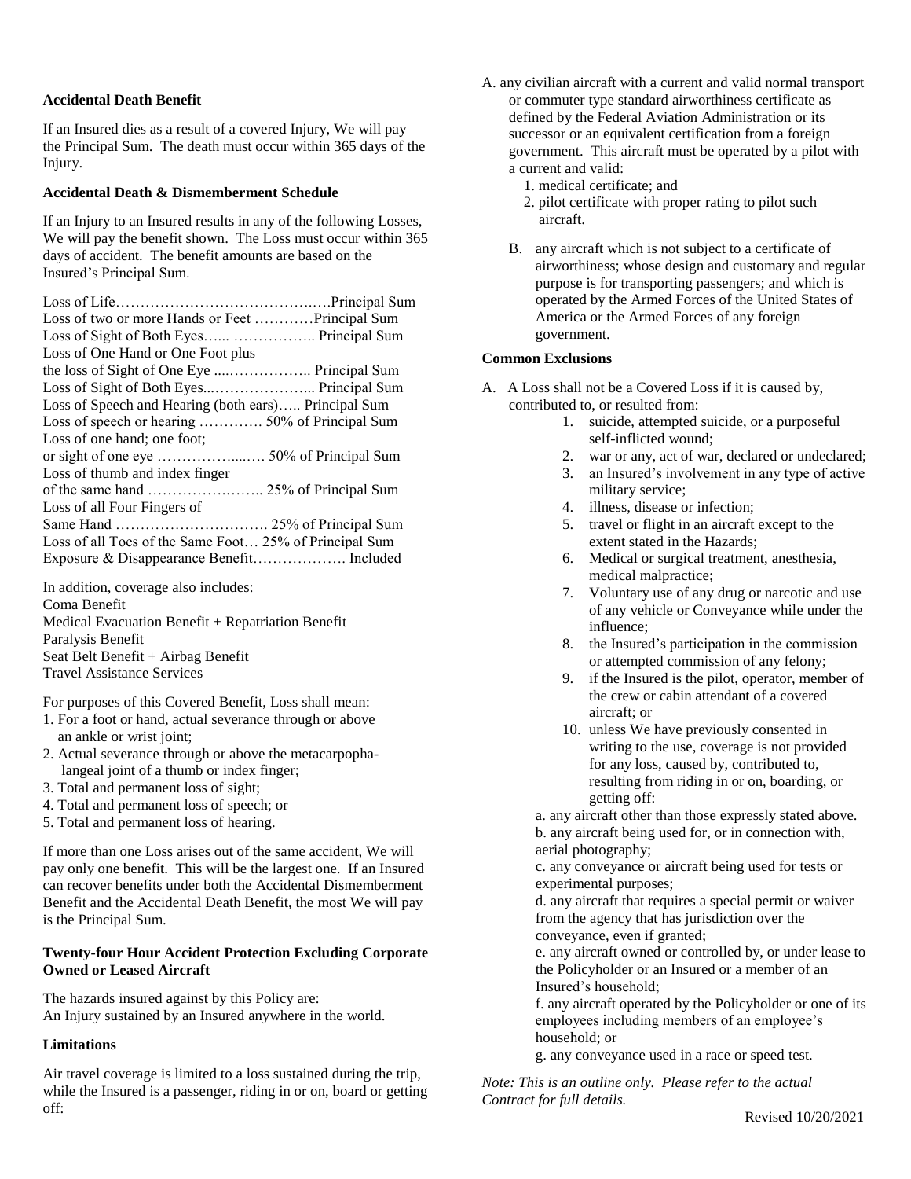**Accidental Death Benefit**

If an Insured dies as a result of a covered Injury, We will pay the Principal Sum. The death must occur within 365 days of the Injury.

**Accidental Death & Dismemberment Schedule**

If an Injury to an Insured results in any of the following Losses, We will pay the benefit shown. The Loss must occur within 365 days of accident. The benefit amounts are based on the Insured's Principal Sum.

Loss of Life……………………………………Principal Sum
Loss of two or more Hands or Feet …………Principal Sum
Loss of Sight of Both Eyes…... …………….. Principal Sum
Loss of One Hand or One Foot plus
the loss of Sight of One Eye ....…………….. Principal Sum
Loss of Sight of Both Eyes...………………... Principal Sum
Loss of Speech and Hearing (both ears)….. Principal Sum
Loss of speech or hearing …………. 50% of Principal Sum
Loss of one hand; one foot;
or sight of one eye ……………....…. 50% of Principal Sum
Loss of thumb and index finger
of the same hand …………….…….. 25% of Principal Sum
Loss of all Four Fingers of
Same Hand …………………………. 25% of Principal Sum
Loss of all Toes of the Same Foot… 25% of Principal Sum
Exposure & Disappearance Benefit………………. Included

In addition, coverage also includes:
Coma Benefit
Medical Evacuation Benefit + Repatriation Benefit
Paralysis Benefit
Seat Belt Benefit + Airbag Benefit
Travel Assistance Services

For purposes of this Covered Benefit, Loss shall mean:

1. For a foot or hand, actual severance through or above an ankle or wrist joint;
2. Actual severance through or above the metacarpophalangeal joint of a thumb or index finger;
3. Total and permanent loss of sight;
4. Total and permanent loss of speech; or
5. Total and permanent loss of hearing.

If more than one Loss arises out of the same accident, We will pay only one benefit. This will be the largest one. If an Insured can recover benefits under both the Accidental Dismemberment Benefit and the Accidental Death Benefit, the most We will pay is the Principal Sum.

**Twenty-four Hour Accident Protection Excluding Corporate Owned or Leased Aircraft**

The hazards insured against by this Policy are:
An Injury sustained by an Insured anywhere in the world.

**Limitations**

Air travel coverage is limited to a loss sustained during the trip, while the Insured is a passenger, riding in or on, board or getting off:

A. any civilian aircraft with a current and valid normal transport or commuter type standard airworthiness certificate as defined by the Federal Aviation Administration or its successor or an equivalent certification from a foreign government. This aircraft must be operated by a pilot with a current and valid:
   1. medical certificate; and
   2. pilot certificate with proper rating to pilot such aircraft.

B. any aircraft which is not subject to a certificate of airworthiness; whose design and customary and regular purpose is for transporting passengers; and which is operated by the Armed Forces of the United States of America or the Armed Forces of any foreign government.

**Common Exclusions**

A. A Loss shall not be a Covered Loss if it is caused by, contributed to, or resulted from:
   1. suicide, attempted suicide, or a purposeful self-inflicted wound;
   2. war or any, act of war, declared or undeclared;
   3. an Insured's involvement in any type of active military service;
   4. illness, disease or infection;
   5. travel or flight in an aircraft except to the extent stated in the Hazards;
   6. Medical or surgical treatment, anesthesia, medical malpractice;
   7. Voluntary use of any drug or narcotic and use of any vehicle or Conveyance while under the influence;
   8. the Insured's participation in the commission or attempted commission of any felony;
   9. if the Insured is the pilot, operator, member of the crew or cabin attendant of a covered aircraft; or
   10. unless We have previously consented in writing to the use, coverage is not provided for any loss, caused by, contributed to, resulting from riding in or on, boarding, or getting off:

   a. any aircraft other than those expressly stated above.
   b. any aircraft being used for, or in connection with, aerial photography;
   c. any conveyance or aircraft being used for tests or experimental purposes;
   d. any aircraft that requires a special permit or waiver from the agency that has jurisdiction over the conveyance, even if granted;
   e. any aircraft owned or controlled by, or under lease to the Policyholder or an Insured or a member of an Insured's household;
   f. any aircraft operated by the Policyholder or one of its employees including members of an employee's household; or
   g. any conveyance used in a race or speed test.

*Note: This is an outline only. Please refer to the actual Contract for full details.*

Revised 10/20/2021